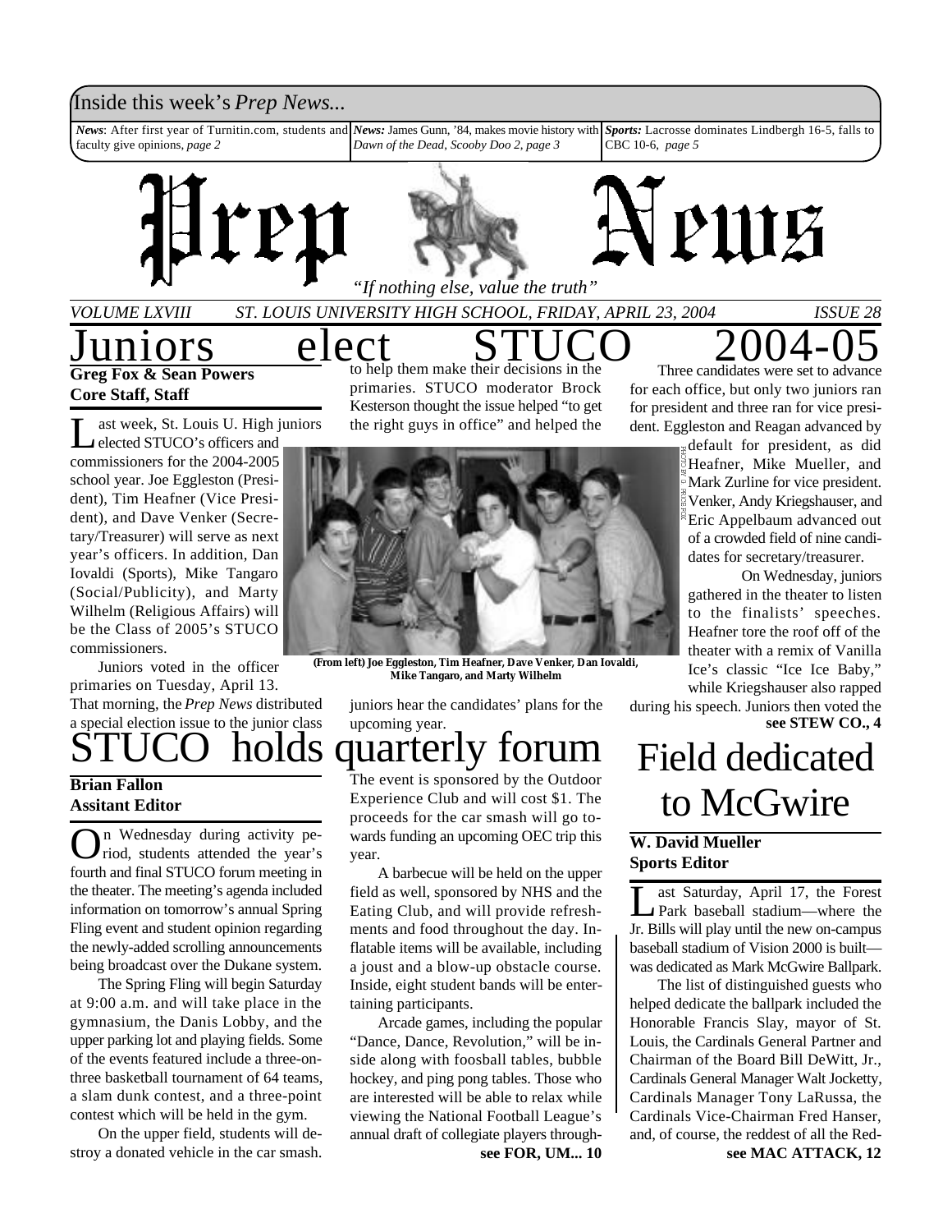Inside this week's *Prep News...*

***News*:** After first year of Turnitin.com, students and faculty give opinions, *page 2*

***News:*** James Gunn, '84, makes movie history with *Dawn of the Dead, Scooby Doo 2, page 3*

***Sports:*** Lacrosse dominates Lindbergh 16-5, falls to CBC 10-6, *page 5*

# Prep News

*"If nothing else, value the truth"*

*VOLUME LXVIII — ST. LOUIS UNIVERSITY HIGH SCHOOL, FRIDAY, APRIL 23, 2004 — ISSUE 28*

## Juniors elect STUCO 2004-05

**Greg Fox & Sean Powers**
**Core Staff, Staff**

Last week, St. Louis U. High juniors elected STUCO's officers and commissioners for the 2004-2005 school year. Joe Eggleston (President), Tim Heafner (Vice President), and Dave Venker (Secretary/Treasurer) will serve as next year's officers. In addition, Dan Iovaldi (Sports), Mike Tangaro (Social/Publicity), and Marty Wilhelm (Religious Affairs) will be the Class of 2005's STUCO commissioners.

Juniors voted in the officer primaries on Tuesday, April 13. That morning, the *Prep News* distributed a special election issue to the junior class to help them make their decisions in the primaries. STUCO moderator Brock Kesterson thought the issue helped "to get the right guys in office" and helped the juniors hear the candidates' plans for the upcoming year.

PHOTO BY G. PRICE FOX

(From left) Joe Eggleston, Tim Heafner, Dave Venker, Dan Iovaldi, Mike Tangaro, and Marty Wilhelm

Three candidates were set to advance for each office, but only two juniors ran for president and three ran for vice president. Eggleston and Reagan advanced by default for president, as did Heafner, Mike Mueller, and Mark Zurline for vice president. Venker, Andy Kriegshauser, and Eric Appelbaum advanced out of a crowded field of nine candidates for secretary/treasurer.

On Wednesday, juniors gathered in the theater to listen to the finalists' speeches. Heafner tore the roof off of the theater with a remix of Vanilla Ice's classic "Ice Ice Baby," while Kriegshauser also rapped during his speech. Juniors then voted the

**see STEW CO., 4**

## STUCO holds quarterly forum

**Brian Fallon**
**Assitant Editor**

On Wednesday during activity period, students attended the year's fourth and final STUCO forum meeting in the theater. The meeting's agenda included information on tomorrow's annual Spring Fling event and student opinion regarding the newly-added scrolling announcements being broadcast over the Dukane system.

The Spring Fling will begin Saturday at 9:00 a.m. and will take place in the gymnasium, the Danis Lobby, and the upper parking lot and playing fields. Some of the events featured include a three-on-three basketball tournament of 64 teams, a slam dunk contest, and a three-point contest which will be held in the gym.

On the upper field, students will destroy a donated vehicle in the car smash. The event is sponsored by the Outdoor Experience Club and will cost $1. The proceeds for the car smash will go towards funding an upcoming OEC trip this year.

A barbecue will be held on the upper field as well, sponsored by NHS and the Eating Club, and will provide refreshments and food throughout the day. Inflatable items will be available, including a joust and a blow-up obstacle course. Inside, eight student bands will be entertaining participants.

Arcade games, including the popular "Dance, Dance, Revolution," will be inside along with foosball tables, bubble hockey, and ping pong tables. Those who are interested will be able to relax while viewing the National Football League's annual draft of collegiate players through-

**see FOR, UM... 10**

## Field dedicated to McGwire

**W. David Mueller**
**Sports Editor**

Last Saturday, April 17, the Forest Park baseball stadium—where the Jr. Bills will play until the new on-campus baseball stadium of Vision 2000 is built—was dedicated as Mark McGwire Ballpark.

The list of distinguished guests who helped dedicate the ballpark included the Honorable Francis Slay, mayor of St. Louis, the Cardinals General Partner and Chairman of the Board Bill DeWitt, Jr., Cardinals General Manager Walt Jocketty, Cardinals Manager Tony LaRussa, the Cardinals Vice-Chairman Fred Hanser, and, of course, the reddest of all the Red-

**see MAC ATTACK, 12**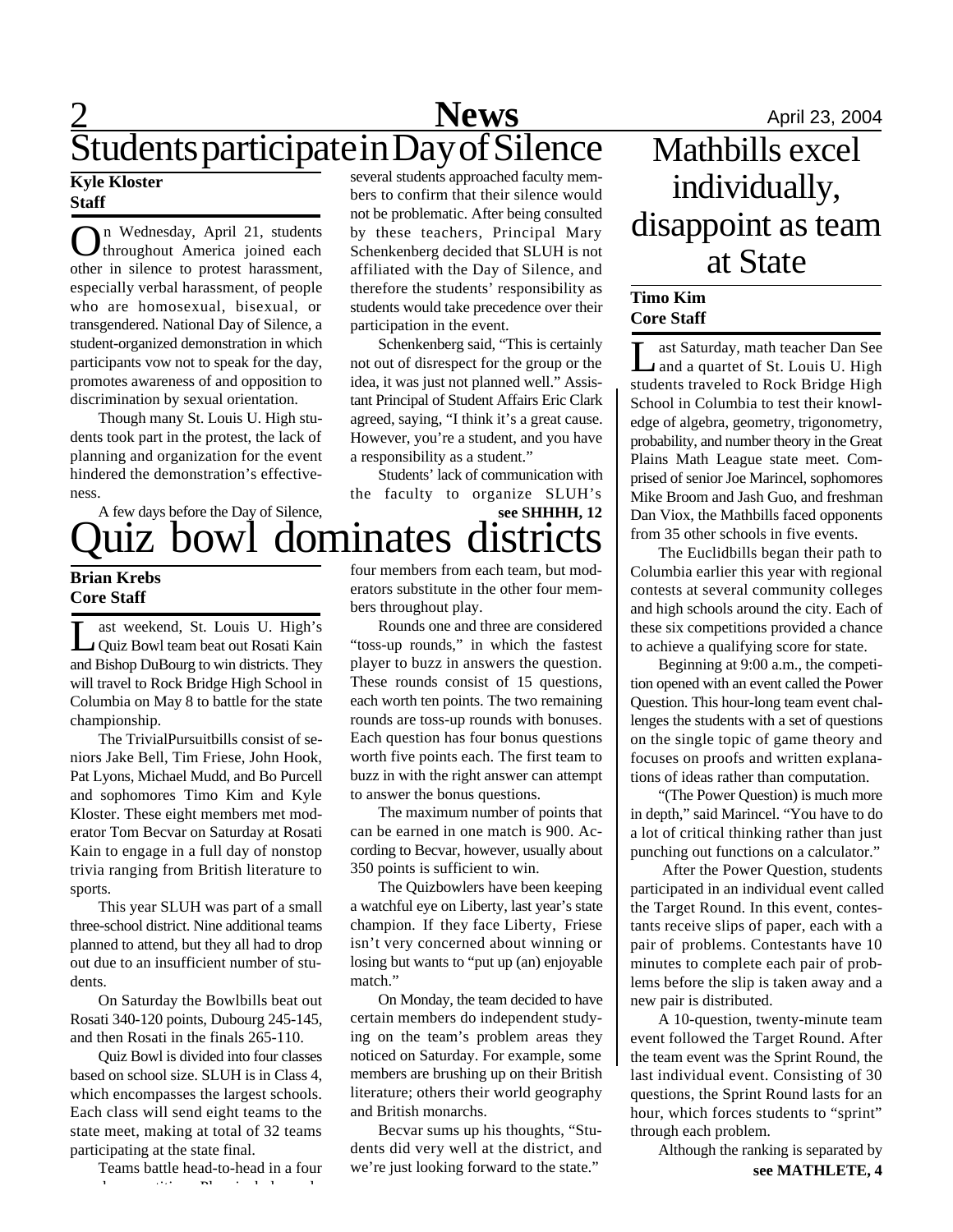# Students participate in Day of Silence

**Kyle Kloster**
**Staff**

On Wednesday, April 21, students throughout America joined each other in silence to protest harassment, especially verbal harassment, of people who are homosexual, bisexual, or transgendered. National Day of Silence, a student-organized demonstration in which participants vow not to speak for the day, promotes awareness of and opposition to discrimination by sexual orientation.

Though many St. Louis U. High students took part in the protest, the lack of planning and organization for the event hindered the demonstration's effectiveness.

A few days before the Day of Silence, several students approached faculty members to confirm that their silence would not be problematic. After being consulted by these teachers, Principal Mary Schenkenberg decided that SLUH is not affiliated with the Day of Silence, and therefore the students' responsibility as students would take precedence over their participation in the event.

Schenkenberg said, "This is certainly not out of disrespect for the group or the idea, it was just not planned well." Assistant Principal of Student Affairs Eric Clark agreed, saying, "I think it's a great cause. However, you're a student, and you have a responsibility as a student."

Students' lack of communication with the faculty to organize SLUH's

**see SHHHH, 12**

# Quiz bowl dominates districts

**Brian Krebs**
**Core Staff**

Last weekend, St. Louis U. High's Quiz Bowl team beat out Rosati Kain and Bishop DuBourg to win districts. They will travel to Rock Bridge High School in Columbia on May 8 to battle for the state championship.

The TrivialPursuitbills consist of seniors Jake Bell, Tim Friese, John Hook, Pat Lyons, Michael Mudd, and Bo Purcell and sophomores Timo Kim and Kyle Kloster. These eight members met moderator Tom Becvar on Saturday at Rosati Kain to engage in a full day of nonstop trivia ranging from British literature to sports.

This year SLUH was part of a small three-school district. Nine additional teams planned to attend, but they all had to drop out due to an insufficient number of students.

On Saturday the Bowlbills beat out Rosati 340-120 points, Dubourg 245-145, and then Rosati in the finals 265-110.

Quiz Bowl is divided into four classes based on school size. SLUH is in Class 4, which encompasses the largest schools. Each class will send eight teams to the state meet, making at total of 32 teams participating at the state final.

Teams battle head-to-head in a four

four members from each team, but moderators substitute in the other four members throughout play.

Rounds one and three are considered "toss-up rounds," in which the fastest player to buzz in answers the question. These rounds consist of 15 questions, each worth ten points. The two remaining rounds are toss-up rounds with bonuses. Each question has four bonus questions worth five points each. The first team to buzz in with the right answer can attempt to answer the bonus questions.

The maximum number of points that can be earned in one match is 900. According to Becvar, however, usually about 350 points is sufficient to win.

The Quizbowlers have been keeping a watchful eye on Liberty, last year's state champion. If they face Liberty, Friese isn't very concerned about winning or losing but wants to "put up (an) enjoyable match."

On Monday, the team decided to have certain members do independent studying on the team's problem areas they noticed on Saturday. For example, some members are brushing up on their British literature; others their world geography and British monarchs.

Becvar sums up his thoughts, "Students did very well at the district, and we're just looking forward to the state."

# Mathbills excel individually, disappoint as team at State

**Timo Kim**
**Core Staff**

Last Saturday, math teacher Dan See and a quartet of St. Louis U. High students traveled to Rock Bridge High School in Columbia to test their knowledge of algebra, geometry, trigonometry, probability, and number theory in the Great Plains Math League state meet. Comprised of senior Joe Marincel, sophomores Mike Broom and Jash Guo, and freshman Dan Viox, the Mathbills faced opponents from 35 other schools in five events.

The Euclidbills began their path to Columbia earlier this year with regional contests at several community colleges and high schools around the city. Each of these six competitions provided a chance to achieve a qualifying score for state.

Beginning at 9:00 a.m., the competition opened with an event called the Power Question. This hour-long team event challenges the students with a set of questions on the single topic of game theory and focuses on proofs and written explanations of ideas rather than computation.

"(The Power Question) is much more in depth," said Marincel. "You have to do a lot of critical thinking rather than just punching out functions on a calculator."

After the Power Question, students participated in an individual event called the Target Round. In this event, contestants receive slips of paper, each with a pair of problems. Contestants have 10 minutes to complete each pair of problems before the slip is taken away and a new pair is distributed.

A 10-question, twenty-minute team event followed the Target Round. After the team event was the Sprint Round, the last individual event. Consisting of 30 questions, the Sprint Round lasts for an hour, which forces students to "sprint" through each problem.

Although the ranking is separated by

**see MATHLETE, 4**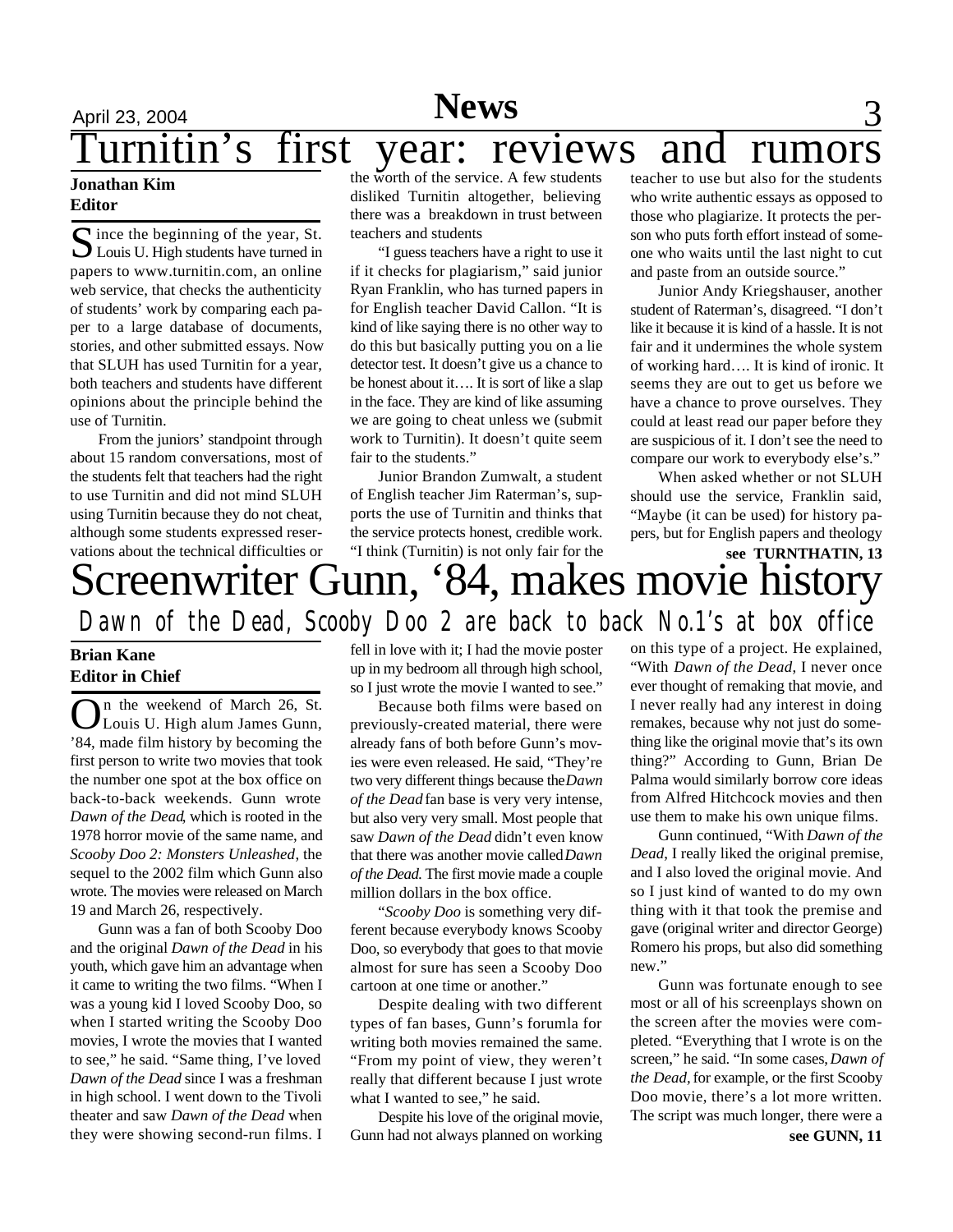# Turnitin's first year: reviews and rumors

**Jonathan Kim**
**Editor**

Since the beginning of the year, St. Louis U. High students have turned in papers to www.turnitin.com, an online web service, that checks the authenticity of students' work by comparing each paper to a large database of documents, stories, and other submitted essays. Now that SLUH has used Turnitin for a year, both teachers and students have different opinions about the principle behind the use of Turnitin.

From the juniors' standpoint through about 15 random conversations, most of the students felt that teachers had the right to use Turnitin and did not mind SLUH using Turnitin because they do not cheat, although some students expressed reservations about the technical difficulties or the worth of the service. A few students disliked Turnitin altogether, believing there was a breakdown in trust between teachers and students

"I guess teachers have a right to use it if it checks for plagiarism," said junior Ryan Franklin, who has turned papers in for English teacher David Callon. "It is kind of like saying there is no other way to do this but basically putting you on a lie detector test. It doesn't give us a chance to be honest about it…. It is sort of like a slap in the face. They are kind of like assuming we are going to cheat unless we (submit work to Turnitin). It doesn't quite seem fair to the students."

Junior Brandon Zumwalt, a student of English teacher Jim Raterman's, supports the use of Turnitin and thinks that the service protects honest, credible work. "I think (Turnitin) is not only fair for the teacher to use but also for the students who write authentic essays as opposed to those who plagiarize. It protects the person who puts forth effort instead of someone who waits until the last night to cut and paste from an outside source."

Junior Andy Kriegshauser, another student of Raterman's, disagreed. "I don't like it because it is kind of a hassle. It is not fair and it undermines the whole system of working hard…. It is kind of ironic. It seems they are out to get us before we have a chance to prove ourselves. They could at least read our paper before they are suspicious of it. I don't see the need to compare our work to everybody else's."

When asked whether or not SLUH should use the service, Franklin said, "Maybe (it can be used) for history papers, but for English papers and theology

**see TURNTHATIN, 13**

# Screenwriter Gunn, '84, makes movie history

## Dawn of the Dead, Scooby Doo 2 are back to back No.1's at box office

**Brian Kane**
**Editor in Chief**

On the weekend of March 26, St. Louis U. High alum James Gunn, '84, made film history by becoming the first person to write two movies that took the number one spot at the box office on back-to-back weekends. Gunn wrote *Dawn of the Dead*, which is rooted in the 1978 horror movie of the same name, and *Scooby Doo 2: Monsters Unleashed*, the sequel to the 2002 film which Gunn also wrote. The movies were released on March 19 and March 26, respectively.

Gunn was a fan of both Scooby Doo and the original *Dawn of the Dead* in his youth, which gave him an advantage when it came to writing the two films. "When I was a young kid I loved Scooby Doo, so when I started writing the Scooby Doo movies, I wrote the movies that I wanted to see," he said. "Same thing, I've loved *Dawn of the Dead* since I was a freshman in high school. I went down to the Tivoli theater and saw *Dawn of the Dead* when they were showing second-run films. I fell in love with it; I had the movie poster up in my bedroom all through high school, so I just wrote the movie I wanted to see."

Because both films were based on previously-created material, there were already fans of both before Gunn's movies were even released. He said, "They're two very different things because the *Dawn of the Dead* fan base is very very intense, but also very very small. Most people that saw *Dawn of the Dead* didn't even know that there was another movie called *Dawn of the Dead*. The first movie made a couple million dollars in the box office.

"*Scooby Doo* is something very different because everybody knows Scooby Doo, so everybody that goes to that movie almost for sure has seen a Scooby Doo cartoon at one time or another."

Despite dealing with two different types of fan bases, Gunn's forumla for writing both movies remained the same. "From my point of view, they weren't really that different because I just wrote what I wanted to see," he said.

Despite his love of the original movie, Gunn had not always planned on working on this type of a project. He explained, "With *Dawn of the Dead*, I never once ever thought of remaking that movie, and I never really had any interest in doing remakes, because why not just do something like the original movie that's its own thing?" According to Gunn, Brian De Palma would similarly borrow core ideas from Alfred Hitchcock movies and then use them to make his own unique films.

Gunn continued, "With *Dawn of the Dead*, I really liked the original premise, and I also loved the original movie. And so I just kind of wanted to do my own thing with it that took the premise and gave (original writer and director George) Romero his props, but also did something new."

Gunn was fortunate enough to see most or all of his screenplays shown on the screen after the movies were completed. "Everything that I wrote is on the screen," he said. "In some cases, *Dawn of the Dead*, for example, or the first Scooby Doo movie, there's a lot more written. The script was much longer, there were a

**see GUNN, 11**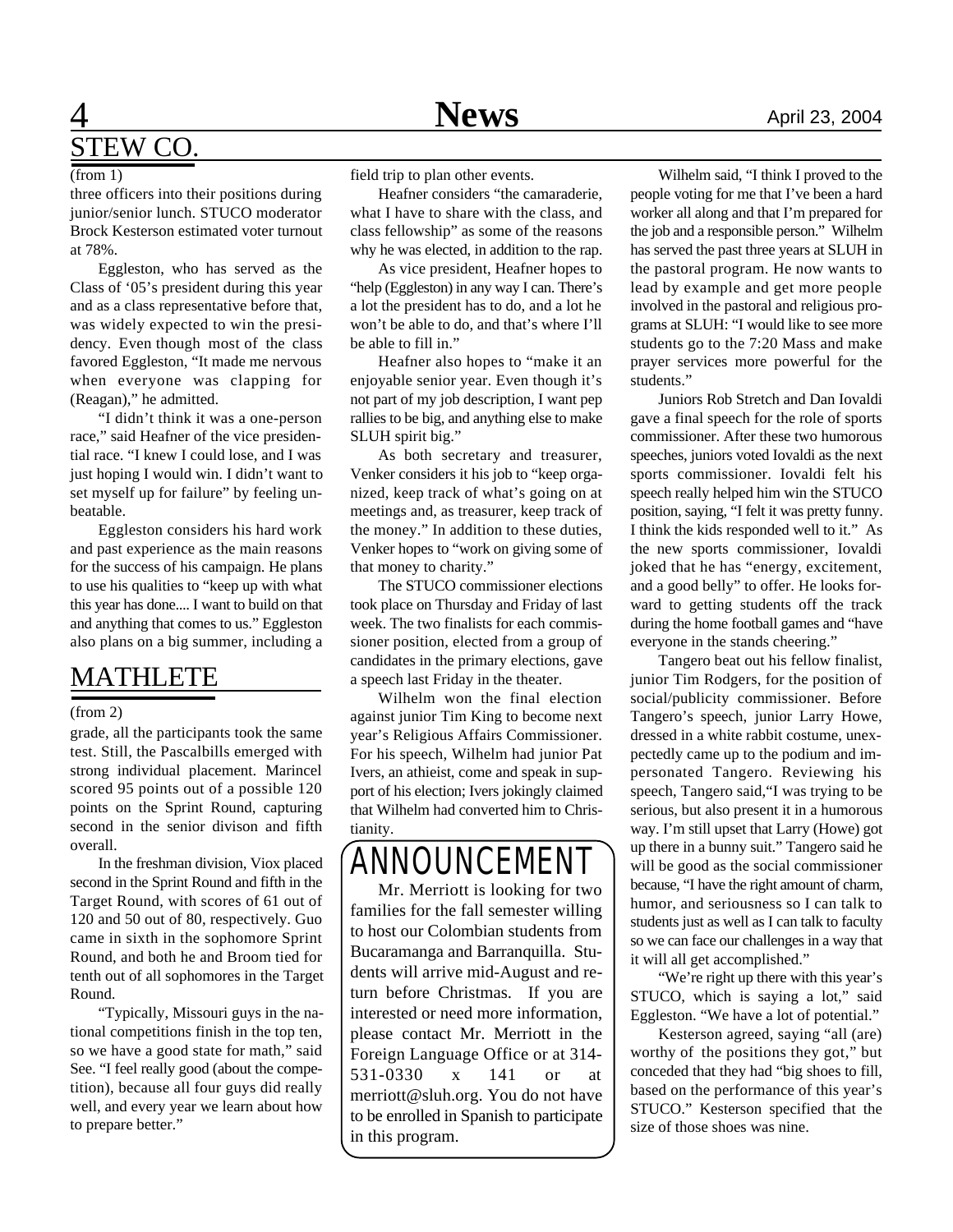## STEW CO.

(from 1)

three officers into their positions during junior/senior lunch. STUCO moderator Brock Kesterson estimated voter turnout at 78%.

Eggleston, who has served as the Class of '05's president during this year and as a class representative before that, was widely expected to win the presidency. Even though most of the class favored Eggleston, "It made me nervous when everyone was clapping for (Reagan)," he admitted.

"I didn't think it was a one-person race," said Heafner of the vice presidential race. "I knew I could lose, and I was just hoping I would win. I didn't want to set myself up for failure" by feeling unbeatable.

Eggleston considers his hard work and past experience as the main reasons for the success of his campaign. He plans to use his qualities to "keep up with what this year has done.... I want to build on that and anything that comes to us." Eggleston also plans on a big summer, including a field trip to plan other events.

Heafner considers "the camaraderie, what I have to share with the class, and class fellowship" as some of the reasons why he was elected, in addition to the rap.

As vice president, Heafner hopes to "help (Eggleston) in any way I can. There's a lot the president has to do, and a lot he won't be able to do, and that's where I'll be able to fill in."

Heafner also hopes to "make it an enjoyable senior year. Even though it's not part of my job description, I want pep rallies to be big, and anything else to make SLUH spirit big."

As both secretary and treasurer, Venker considers it his job to "keep organized, keep track of what's going on at meetings and, as treasurer, keep track of the money." In addition to these duties, Venker hopes to "work on giving some of that money to charity."

The STUCO commissioner elections took place on Thursday and Friday of last week. The two finalists for each commissioner position, elected from a group of candidates in the primary elections, gave a speech last Friday in the theater.

Wilhelm won the final election against junior Tim King to become next year's Religious Affairs Commissioner. For his speech, Wilhelm had junior Pat Ivers, an athieist, come and speak in support of his election; Ivers jokingly claimed that Wilhelm had converted him to Christianity.

Wilhelm said, "I think I proved to the people voting for me that I've been a hard worker all along and that I'm prepared for the job and a responsible person." Wilhelm has served the past three years at SLUH in the pastoral program. He now wants to lead by example and get more people involved in the pastoral and religious programs at SLUH: "I would like to see more students go to the 7:20 Mass and make prayer services more powerful for the students."

Juniors Rob Stretch and Dan Iovaldi gave a final speech for the role of sports commissioner. After these two humorous speeches, juniors voted Iovaldi as the next sports commissioner. Iovaldi felt his speech really helped him win the STUCO position, saying, "I felt it was pretty funny. I think the kids responded well to it." As the new sports commissioner, Iovaldi joked that he has "energy, excitement, and a good belly" to offer. He looks forward to getting students off the track during the home football games and "have everyone in the stands cheering."

Tangero beat out his fellow finalist, junior Tim Rodgers, for the position of social/publicity commissioner. Before Tangero's speech, junior Larry Howe, dressed in a white rabbit costume, unexpectedly came up to the podium and impersonated Tangero. Reviewing his speech, Tangero said,"I was trying to be serious, but also present it in a humorous way. I'm still upset that Larry (Howe) got up there in a bunny suit." Tangero said he will be good as the social commissioner because, "I have the right amount of charm, humor, and seriousness so I can talk to students just as well as I can talk to faculty so we can face our challenges in a way that it will all get accomplished."

"We're right up there with this year's STUCO, which is saying a lot," said Eggleston. "We have a lot of potential."

Kesterson agreed, saying "all (are) worthy of the positions they got," but conceded that they had "big shoes to fill, based on the performance of this year's STUCO." Kesterson specified that the size of those shoes was nine.

## MATHLETE

(from 2)

grade, all the participants took the same test. Still, the Pascalbills emerged with strong individual placement. Marincel scored 95 points out of a possible 120 points on the Sprint Round, capturing second in the senior divison and fifth overall.

In the freshman division, Viox placed second in the Sprint Round and fifth in the Target Round, with scores of 61 out of 120 and 50 out of 80, respectively. Guo came in sixth in the sophomore Sprint Round, and both he and Broom tied for tenth out of all sophomores in the Target Round.

"Typically, Missouri guys in the national competitions finish in the top ten, so we have a good state for math," said See. "I feel really good (about the competition), because all four guys did really well, and every year we learn about how to prepare better."

## ANNOUNCEMENT

Mr. Merriott is looking for two families for the fall semester willing to host our Colombian students from Bucaramanga and Barranquilla. Students will arrive mid-August and return before Christmas. If you are interested or need more information, please contact Mr. Merriott in the Foreign Language Office or at 314-531-0330 x 141 or at merriott@sluh.org. You do not have to be enrolled in Spanish to participate in this program.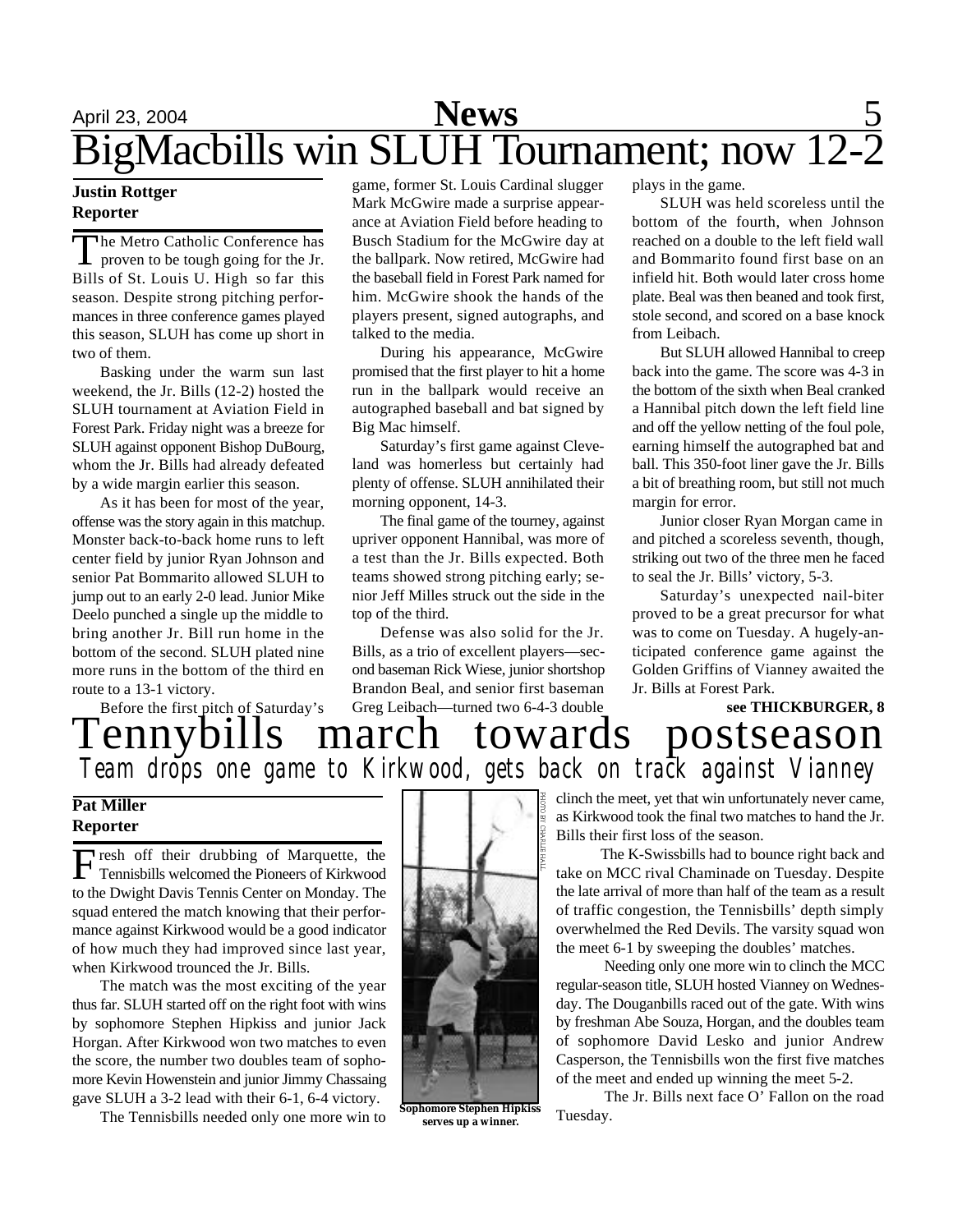# BigMacbills win SLUH Tournament; now 12-2

**Justin Rottger**
**Reporter**

The Metro Catholic Conference has proven to be tough going for the Jr. Bills of St. Louis U. High so far this season. Despite strong pitching performances in three conference games played this season, SLUH has come up short in two of them.

Basking under the warm sun last weekend, the Jr. Bills (12-2) hosted the SLUH tournament at Aviation Field in Forest Park. Friday night was a breeze for SLUH against opponent Bishop DuBourg, whom the Jr. Bills had already defeated by a wide margin earlier this season.

As it has been for most of the year, offense was the story again in this matchup. Monster back-to-back home runs to left center field by junior Ryan Johnson and senior Pat Bommarito allowed SLUH to jump out to an early 2-0 lead. Junior Mike Deelo punched a single up the middle to bring another Jr. Bill run home in the bottom of the second. SLUH plated nine more runs in the bottom of the third en route to a 13-1 victory.

Before the first pitch of Saturday's game, former St. Louis Cardinal slugger Mark McGwire made a surprise appearance at Aviation Field before heading to Busch Stadium for the McGwire day at the ballpark. Now retired, McGwire had the baseball field in Forest Park named for him. McGwire shook the hands of the players present, signed autographs, and talked to the media.

During his appearance, McGwire promised that the first player to hit a home run in the ballpark would receive an autographed baseball and bat signed by Big Mac himself.

Saturday's first game against Cleveland was homerless but certainly had plenty of offense. SLUH annihilated their morning opponent, 14-3.

The final game of the tourney, against upriver opponent Hannibal, was more of a test than the Jr. Bills expected. Both teams showed strong pitching early; senior Jeff Milles struck out the side in the top of the third.

Defense was also solid for the Jr. Bills, as a trio of excellent players—second baseman Rick Wiese, junior shortshop Brandon Beal, and senior first baseman Greg Leibach—turned two 6-4-3 double plays in the game.

SLUH was held scoreless until the bottom of the fourth, when Johnson reached on a double to the left field wall and Bommarito found first base on an infield hit. Both would later cross home plate. Beal was then beaned and took first, stole second, and scored on a base knock from Leibach.

But SLUH allowed Hannibal to creep back into the game. The score was 4-3 in the bottom of the sixth when Beal cranked a Hannibal pitch down the left field line and off the yellow netting of the foul pole, earning himself the autographed bat and ball. This 350-foot liner gave the Jr. Bills a bit of breathing room, but still not much margin for error.

Junior closer Ryan Morgan came in and pitched a scoreless seventh, though, striking out two of the three men he faced to seal the Jr. Bills' victory, 5-3.

Saturday's unexpected nail-biter proved to be a great precursor for what was to come on Tuesday. A hugely-anticipated conference game against the Golden Griffins of Vianney awaited the Jr. Bills at Forest Park.

**see THICKBURGER, 8**

# Tennybills march towards postseason

## *Team drops one game to Kirkwood, gets back on track against Vianney*

**Pat Miller**
**Reporter**

Fresh off their drubbing of Marquette, the Tennisbills welcomed the Pioneers of Kirkwood to the Dwight Davis Tennis Center on Monday. The squad entered the match knowing that their performance against Kirkwood would be a good indicator of how much they had improved since last year, when Kirkwood trounced the Jr. Bills.

The match was the most exciting of the year thus far. SLUH started off on the right foot with wins by sophomore Stephen Hipkiss and junior Jack Horgan. After Kirkwood won two matches to even the score, the number two doubles team of sophomore Kevin Howenstein and junior Jimmy Chassaing gave SLUH a 3-2 lead with their 6-1, 6-4 victory.

The Tennisbills needed only one more win to clinch the meet, yet that win unfortunately never came, as Kirkwood took the final two matches to hand the Jr. Bills their first loss of the season.

PHOTO BY CHARLIE HALL

**Sophomore Stephen Hipkiss serves up a winner.**

The K-Swissbills had to bounce right back and take on MCC rival Chaminade on Tuesday. Despite the late arrival of more than half of the team as a result of traffic congestion, the Tennisbills' depth simply overwhelmed the Red Devils. The varsity squad won the meet 6-1 by sweeping the doubles' matches.

Needing only one more win to clinch the MCC regular-season title, SLUH hosted Vianney on Wednesday. The Douganbills raced out of the gate. With wins by freshman Abe Souza, Horgan, and the doubles team of sophomore David Lesko and junior Andrew Casperson, the Tennisbills won the first five matches of the meet and ended up winning the meet 5-2.

The Jr. Bills next face O' Fallon on the road Tuesday.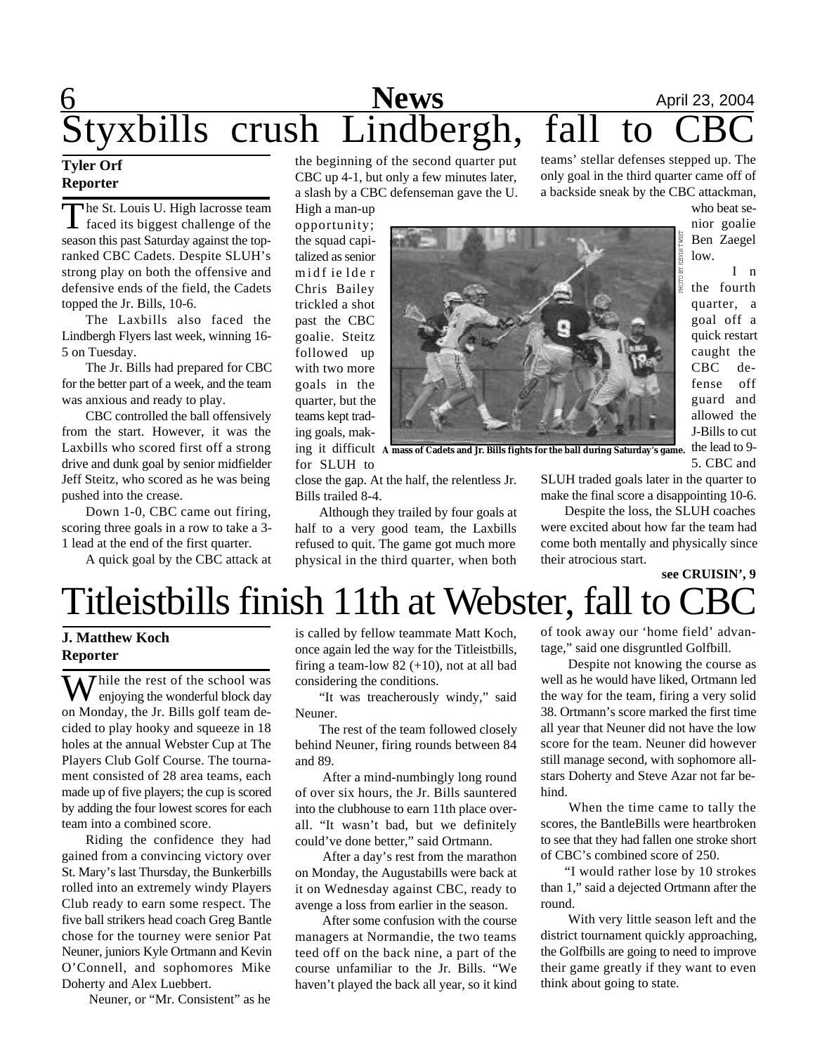# Styxbills crush Lindbergh, fall to CBC

**Tyler Orf**
**Reporter**

The St. Louis U. High lacrosse team faced its biggest challenge of the season this past Saturday against the top-ranked CBC Cadets. Despite SLUH's strong play on both the offensive and defensive ends of the field, the Cadets topped the Jr. Bills, 10-6.

The Laxbills also faced the Lindbergh Flyers last week, winning 16-5 on Tuesday.

The Jr. Bills had prepared for CBC for the better part of a week, and the team was anxious and ready to play.

CBC controlled the ball offensively from the start. However, it was the Laxbills who scored first off a strong drive and dunk goal by senior midfielder Jeff Steitz, who scored as he was being pushed into the crease.

Down 1-0, CBC came out firing, scoring three goals in a row to take a 3-1 lead at the end of the first quarter.

A quick goal by the CBC attack at the beginning of the second quarter put CBC up 4-1, but only a few minutes later, a slash by a CBC defenseman gave the U. High a man-up opportunity; the squad capitalized as senior midfielder Chris Bailey trickled a shot past the CBC goalie. Steitz followed up with two more goals in the quarter, but the teams kept trading goals, making it difficult for SLUH to close the gap. At the half, the relentless Jr. Bills trailed 8-4.

PHOTO BY KEVIN TWIST

A mass of Cadets and Jr. Bills fights for the ball during Saturday's game.

Although they trailed by four goals at half to a very good team, the Laxbills refused to quit. The game got much more physical in the third quarter, when both teams' stellar defenses stepped up. The only goal in the third quarter came off of a backside sneak by the CBC attackman, who beat senior goalie Ben Zaegel low.

In the fourth quarter, a goal off a quick restart caught the CBC defense off guard and allowed the J-Bills to cut the lead to 9-5. CBC and SLUH traded goals later in the quarter to make the final score a disappointing 10-6.

Despite the loss, the SLUH coaches were excited about how far the team had come both mentally and physically since their atrocious start.

**see CRUISIN', 9**

# Titleistbills finish 11th at Webster, fall to CBC

**J. Matthew Koch**
**Reporter**

While the rest of the school was enjoying the wonderful block day on Monday, the Jr. Bills golf team decided to play hooky and squeeze in 18 holes at the annual Webster Cup at The Players Club Golf Course. The tournament consisted of 28 area teams, each made up of five players; the cup is scored by adding the four lowest scores for each team into a combined score.

Riding the confidence they had gained from a convincing victory over St. Mary's last Thursday, the Bunkerbills rolled into an extremely windy Players Club ready to earn some respect. The five ball strikers head coach Greg Bantle chose for the tourney were senior Pat Neuner, juniors Kyle Ortmann and Kevin O'Connell, and sophomores Mike Doherty and Alex Luebbert.

Neuner, or "Mr. Consistent" as he is called by fellow teammate Matt Koch, once again led the way for the Titleistbills, firing a team-low 82 (+10), not at all bad considering the conditions.

"It was treacherously windy," said Neuner.

The rest of the team followed closely behind Neuner, firing rounds between 84 and 89.

After a mind-numbingly long round of over six hours, the Jr. Bills sauntered into the clubhouse to earn 11th place overall. "It wasn't bad, but we definitely could've done better," said Ortmann.

After a day's rest from the marathon on Monday, the Augustabills were back at it on Wednesday against CBC, ready to avenge a loss from earlier in the season.

After some confusion with the course managers at Normandie, the two teams teed off on the back nine, a part of the course unfamiliar to the Jr. Bills. "We haven't played the back all year, so it kind of took away our 'home field' advantage," said one disgruntled Golfbill.

Despite not knowing the course as well as he would have liked, Ortmann led the way for the team, firing a very solid 38. Ortmann's score marked the first time all year that Neuner did not have the low score for the team. Neuner did however still manage second, with sophomore all-stars Doherty and Steve Azar not far behind.

When the time came to tally the scores, the BantleBills were heartbroken to see that they had fallen one stroke short of CBC's combined score of 250.

"I would rather lose by 10 strokes than 1," said a dejected Ortmann after the round.

With very little season left and the district tournament quickly approaching, the Golfbills are going to need to improve their game greatly if they want to even think about going to state.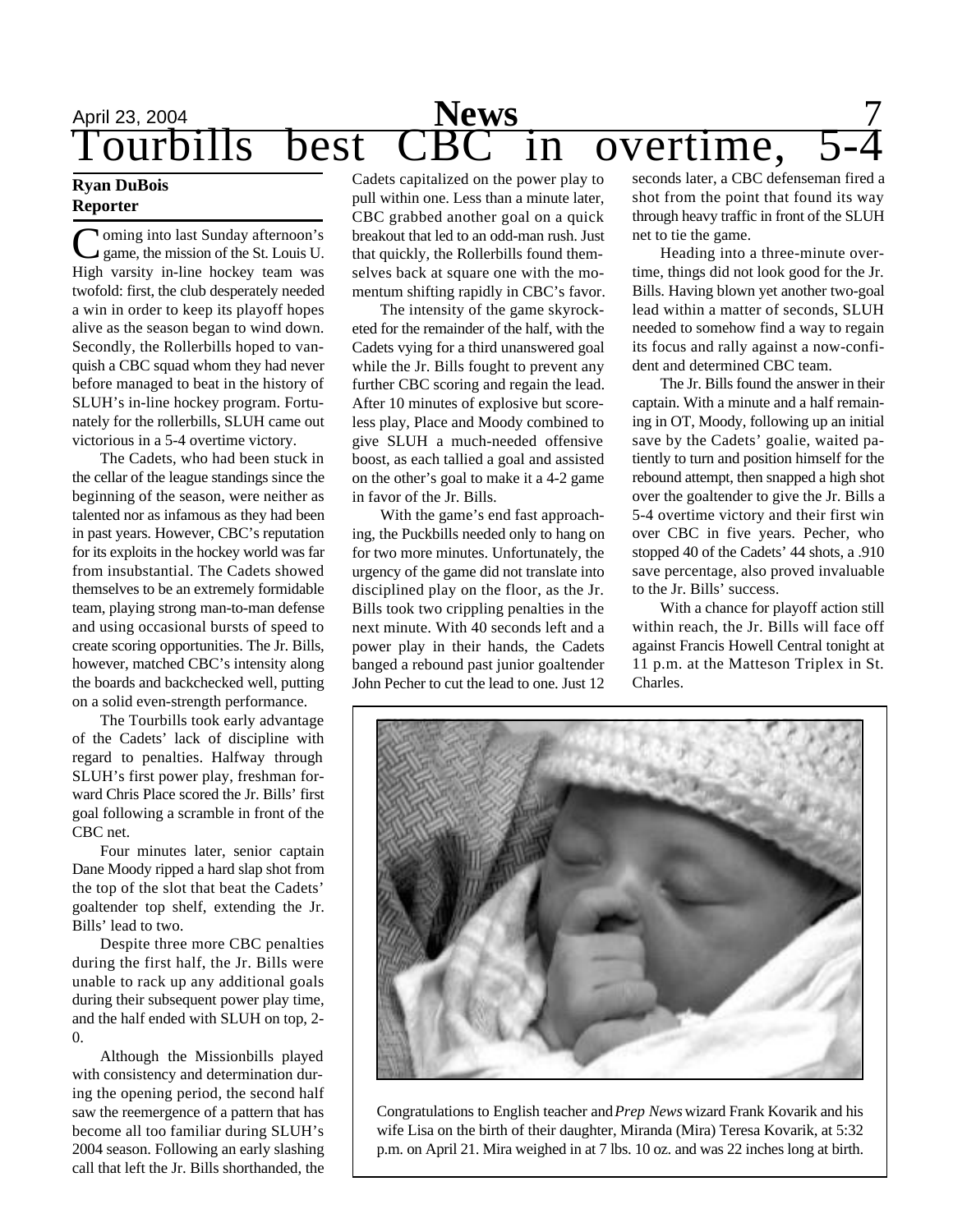# Tourbills best CBC in overtime, 5-4

**Ryan DuBois**
**Reporter**

Coming into last Sunday afternoon's game, the mission of the St. Louis U. High varsity in-line hockey team was twofold: first, the club desperately needed a win in order to keep its playoff hopes alive as the season began to wind down. Secondly, the Rollerbills hoped to vanquish a CBC squad whom they had never before managed to beat in the history of SLUH's in-line hockey program. Fortunately for the rollerbills, SLUH came out victorious in a 5-4 overtime victory.

The Cadets, who had been stuck in the cellar of the league standings since the beginning of the season, were neither as talented nor as infamous as they had been in past years. However, CBC's reputation for its exploits in the hockey world was far from insubstantial. The Cadets showed themselves to be an extremely formidable team, playing strong man-to-man defense and using occasional bursts of speed to create scoring opportunities. The Jr. Bills, however, matched CBC's intensity along the boards and backchecked well, putting on a solid even-strength performance.

The Tourbills took early advantage of the Cadets' lack of discipline with regard to penalties. Halfway through SLUH's first power play, freshman forward Chris Place scored the Jr. Bills' first goal following a scramble in front of the CBC net.

Four minutes later, senior captain Dane Moody ripped a hard slap shot from the top of the slot that beat the Cadets' goaltender top shelf, extending the Jr. Bills' lead to two.

Despite three more CBC penalties during the first half, the Jr. Bills were unable to rack up any additional goals during their subsequent power play time, and the half ended with SLUH on top, 2-0.

Although the Missionbills played with consistency and determination during the opening period, the second half saw the reemergence of a pattern that has become all too familiar during SLUH's 2004 season. Following an early slashing call that left the Jr. Bills shorthanded, the Cadets capitalized on the power play to pull within one. Less than a minute later, CBC grabbed another goal on a quick breakout that led to an odd-man rush. Just that quickly, the Rollerbills found themselves back at square one with the momentum shifting rapidly in CBC's favor.

The intensity of the game skyrocketed for the remainder of the half, with the Cadets vying for a third unanswered goal while the Jr. Bills fought to prevent any further CBC scoring and regain the lead. After 10 minutes of explosive but scoreless play, Place and Moody combined to give SLUH a much-needed offensive boost, as each tallied a goal and assisted on the other's goal to make it a 4-2 game in favor of the Jr. Bills.

With the game's end fast approaching, the Puckbills needed only to hang on for two more minutes. Unfortunately, the urgency of the game did not translate into disciplined play on the floor, as the Jr. Bills took two crippling penalties in the next minute. With 40 seconds left and a power play in their hands, the Cadets banged a rebound past junior goaltender John Pecher to cut the lead to one. Just 12 seconds later, a CBC defenseman fired a shot from the point that found its way through heavy traffic in front of the SLUH net to tie the game.

Heading into a three-minute overtime, things did not look good for the Jr. Bills. Having blown yet another two-goal lead within a matter of seconds, SLUH needed to somehow find a way to regain its focus and rally against a now-confident and determined CBC team.

The Jr. Bills found the answer in their captain. With a minute and a half remaining in OT, Moody, following up an initial save by the Cadets' goalie, waited patiently to turn and position himself for the rebound attempt, then snapped a high shot over the goaltender to give the Jr. Bills a 5-4 overtime victory and their first win over CBC in five years. Pecher, who stopped 40 of the Cadets' 44 shots, a .910 save percentage, also proved invaluable to the Jr. Bills' success.

With a chance for playoff action still within reach, the Jr. Bills will face off against Francis Howell Central tonight at 11 p.m. at the Matteson Triplex in St. Charles.

Congratulations to English teacher and *Prep News* wizard Frank Kovarik and his wife Lisa on the birth of their daughter, Miranda (Mira) Teresa Kovarik, at 5:32 p.m. on April 21. Mira weighed in at 7 lbs. 10 oz. and was 22 inches long at birth.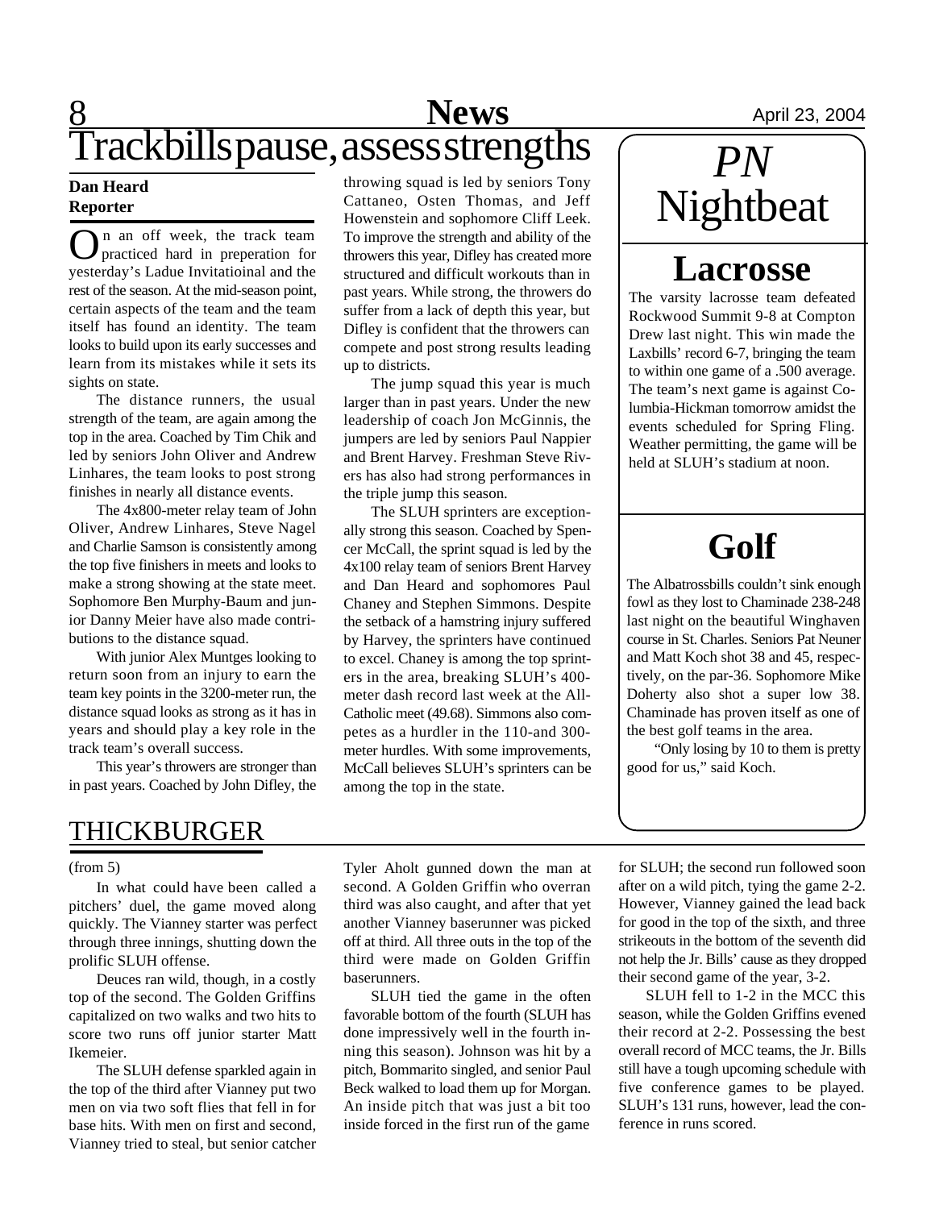# Trackbills pause, assess strengths

**Dan Heard**
**Reporter**

On an off week, the track team practiced hard in preperation for yesterday's Ladue Invitatioinal and the rest of the season. At the mid-season point, certain aspects of the team and the team itself has found an identity. The team looks to build upon its early successes and learn from its mistakes while it sets its sights on state.

The distance runners, the usual strength of the team, are again among the top in the area. Coached by Tim Chik and led by seniors John Oliver and Andrew Linhares, the team looks to post strong finishes in nearly all distance events.

The 4x800-meter relay team of John Oliver, Andrew Linhares, Steve Nagel and Charlie Samson is consistently among the top five finishers in meets and looks to make a strong showing at the state meet. Sophomore Ben Murphy-Baum and junior Danny Meier have also made contributions to the distance squad.

With junior Alex Muntges looking to return soon from an injury to earn the team key points in the 3200-meter run, the distance squad looks as strong as it has in years and should play a key role in the track team's overall success.

This year's throwers are stronger than in past years. Coached by John Difley, the throwing squad is led by seniors Tony Cattaneo, Osten Thomas, and Jeff Howenstein and sophomore Cliff Leek. To improve the strength and ability of the throwers this year, Difley has created more structured and difficult workouts than in past years. While strong, the throwers do suffer from a lack of depth this year, but Difley is confident that the throwers can compete and post strong results leading up to districts.

The jump squad this year is much larger than in past years. Under the new leadership of coach Jon McGinnis, the jumpers are led by seniors Paul Nappier and Brent Harvey. Freshman Steve Rivers has also had strong performances in the triple jump this season.

The SLUH sprinters are exceptionally strong this season. Coached by Spencer McCall, the sprint squad is led by the 4x100 relay team of seniors Brent Harvey and Dan Heard and sophomores Paul Chaney and Stephen Simmons. Despite the setback of a hamstring injury suffered by Harvey, the sprinters have continued to excel. Chaney is among the top sprinters in the area, breaking SLUH's 400-meter dash record last week at the All-Catholic meet (49.68). Simmons also competes as a hurdler in the 110-and 300-meter hurdles. With some improvements, McCall believes SLUH's sprinters can be among the top in the state.

# *PN* Nightbeat

## Lacrosse

The varsity lacrosse team defeated Rockwood Summit 9-8 at Compton Drew last night. This win made the Laxbills' record 6-7, bringing the team to within one game of a .500 average. The team's next game is against Columbia-Hickman tomorrow amidst the events scheduled for Spring Fling. Weather permitting, the game will be held at SLUH's stadium at noon.

## Golf

The Albatrossbills couldn't sink enough fowl as they lost to Chaminade 238-248 last night on the beautiful Winghaven course in St. Charles. Seniors Pat Neuner and Matt Koch shot 38 and 45, respectively, on the par-36. Sophomore Mike Doherty also shot a super low 38. Chaminade has proven itself as one of the best golf teams in the area.

"Only losing by 10 to them is pretty good for us," said Koch.

# THICKBURGER

(from 5)

In what could have been called a pitchers' duel, the game moved along quickly. The Vianney starter was perfect through three innings, shutting down the prolific SLUH offense.

Deuces ran wild, though, in a costly top of the second. The Golden Griffins capitalized on two walks and two hits to score two runs off junior starter Matt Ikemeier.

The SLUH defense sparkled again in the top of the third after Vianney put two men on via two soft flies that fell in for base hits. With men on first and second, Vianney tried to steal, but senior catcher Tyler Aholt gunned down the man at second. A Golden Griffin who overran third was also caught, and after that yet another Vianney baserunner was picked off at third. All three outs in the top of the third were made on Golden Griffin baserunners.

SLUH tied the game in the often favorable bottom of the fourth (SLUH has done impressively well in the fourth inning this season). Johnson was hit by a pitch, Bommarito singled, and senior Paul Beck walked to load them up for Morgan. An inside pitch that was just a bit too inside forced in the first run of the game for SLUH; the second run followed soon after on a wild pitch, tying the game 2-2. However, Vianney gained the lead back for good in the top of the sixth, and three strikeouts in the bottom of the seventh did not help the Jr. Bills' cause as they dropped their second game of the year, 3-2.

SLUH fell to 1-2 in the MCC this season, while the Golden Griffins evened their record at 2-2. Possessing the best overall record of MCC teams, the Jr. Bills still have a tough upcoming schedule with five conference games to be played. SLUH's 131 runs, however, lead the conference in runs scored.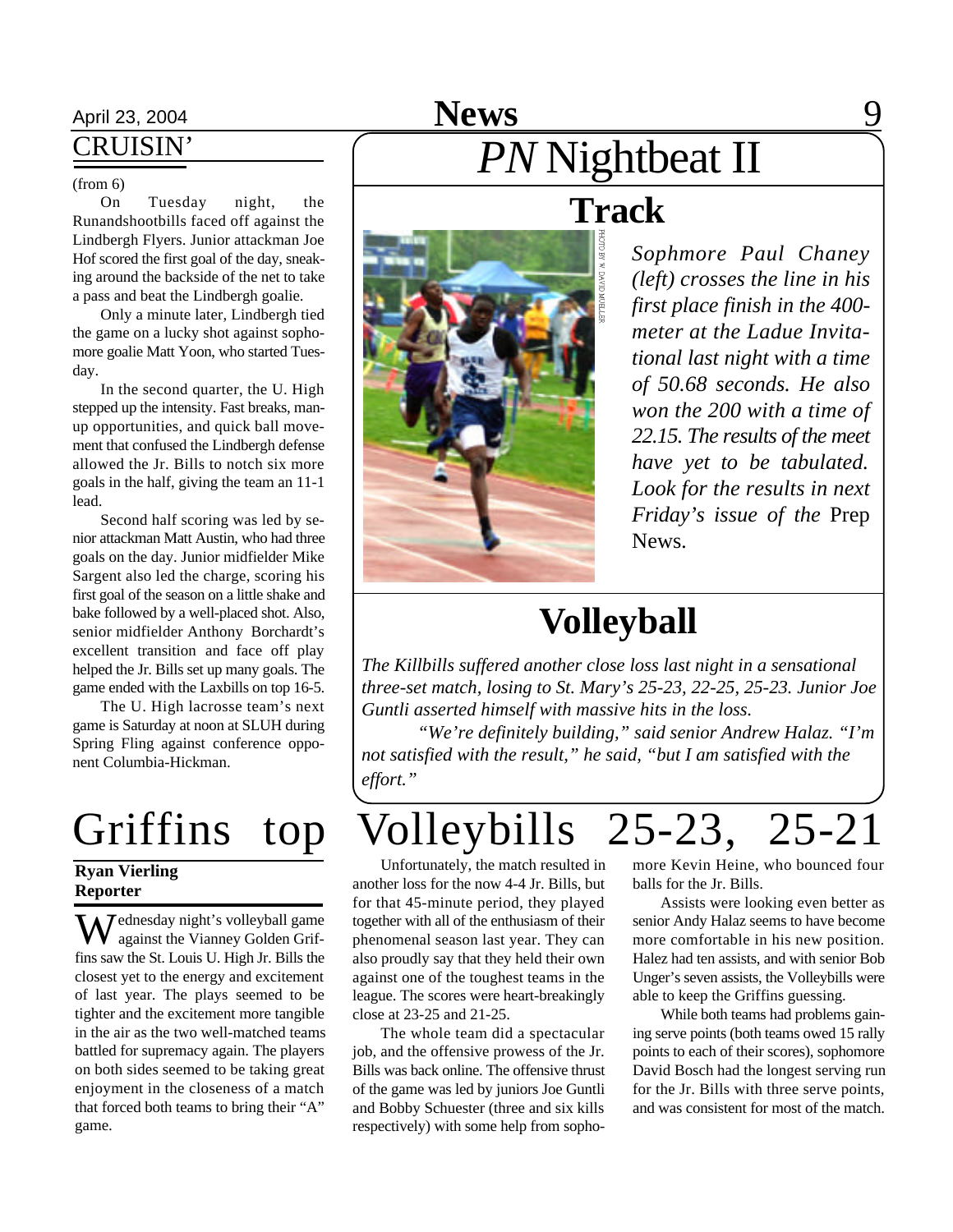## CRUISIN'

(from 6)

On Tuesday night, the Runandshootbills faced off against the Lindbergh Flyers. Junior attackman Joe Hof scored the first goal of the day, sneaking around the backside of the net to take a pass and beat the Lindbergh goalie.

Only a minute later, Lindbergh tied the game on a lucky shot against sophomore goalie Matt Yoon, who started Tuesday.

In the second quarter, the U. High stepped up the intensity. Fast breaks, man-up opportunities, and quick ball movement that confused the Lindbergh defense allowed the Jr. Bills to notch six more goals in the half, giving the team an 11-1 lead.

Second half scoring was led by senior attackman Matt Austin, who had three goals on the day. Junior midfielder Mike Sargent also led the charge, scoring his first goal of the season on a little shake and bake followed by a well-placed shot. Also, senior midfielder Anthony Borchardt's excellent transition and face off play helped the Jr. Bills set up many goals. The game ended with the Laxbills on top 16-5.

The U. High lacrosse team's next game is Saturday at noon at SLUH during Spring Fling against conference opponent Columbia-Hickman.

# *PN* Nightbeat II

## Track

PHOTO BY W. DAVID MUELLER

*Sophmore Paul Chaney (left) crosses the line in his first place finish in the 400-meter at the Ladue Invitational last night with a time of 50.68 seconds. He also won the 200 with a time of 22.15. The results of the meet have yet to be tabulated. Look for the results in next Friday's issue of the* Prep News.

## Volleyball

*The Killbills suffered another close loss last night in a sensational three-set match, losing to St. Mary's 25-23, 22-25, 25-23. Junior Joe Guntli asserted himself with massive hits in the loss.*

*"We're definitely building," said senior Andrew Halaz. "I'm not satisfied with the result," he said, "but I am satisfied with the effort."*

# Griffins top Volleybills 25-23, 25-21

**Ryan Vierling**
**Reporter**

Wednesday night's volleyball game against the Vianney Golden Griffins saw the St. Louis U. High Jr. Bills the closest yet to the energy and excitement of last year. The plays seemed to be tighter and the excitement more tangible in the air as the two well-matched teams battled for supremacy again. The players on both sides seemed to be taking great enjoyment in the closeness of a match that forced both teams to bring their "A" game.

Unfortunately, the match resulted in another loss for the now 4-4 Jr. Bills, but for that 45-minute period, they played together with all of the enthusiasm of their phenomenal season last year. They can also proudly say that they held their own against one of the toughest teams in the league. The scores were heart-breakingly close at 23-25 and 21-25.

The whole team did a spectacular job, and the offensive prowess of the Jr. Bills was back online. The offensive thrust of the game was led by juniors Joe Guntli and Bobby Schuester (three and six kills respectively) with some help from sophomore Kevin Heine, who bounced four balls for the Jr. Bills.

Assists were looking even better as senior Andy Halaz seems to have become more comfortable in his new position. Halez had ten assists, and with senior Bob Unger's seven assists, the Volleybills were able to keep the Griffins guessing.

While both teams had problems gaining serve points (both teams owed 15 rally points to each of their scores), sophomore David Bosch had the longest serving run for the Jr. Bills with three serve points, and was consistent for most of the match.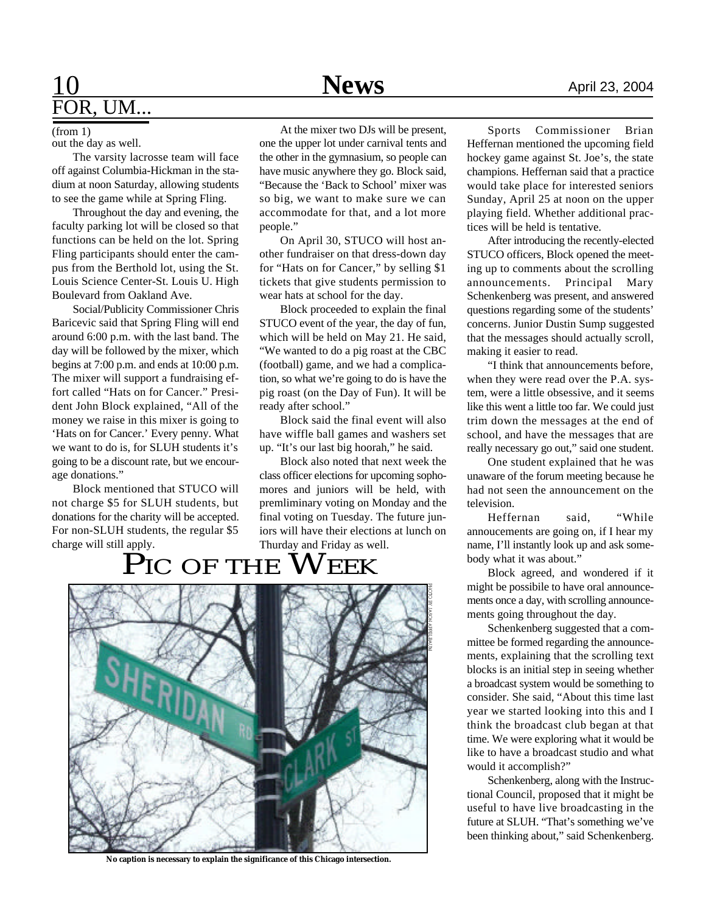## FOR, UM...

(from 1)

out the day as well.

The varsity lacrosse team will face off against Columbia-Hickman in the stadium at noon Saturday, allowing students to see the game while at Spring Fling.

Throughout the day and evening, the faculty parking lot will be closed so that functions can be held on the lot. Spring Fling participants should enter the campus from the Berthold lot, using the St. Louis Science Center-St. Louis U. High Boulevard from Oakland Ave.

Social/Publicity Commissioner Chris Baricevic said that Spring Fling will end around 6:00 p.m. with the last band. The day will be followed by the mixer, which begins at 7:00 p.m. and ends at 10:00 p.m. The mixer will support a fundraising effort called "Hats on for Cancer." President John Block explained, "All of the money we raise in this mixer is going to 'Hats on for Cancer.' Every penny. What we want to do is, for SLUH students it's going to be a discount rate, but we encourage donations."

Block mentioned that STUCO will not charge $5 for SLUH students, but donations for the charity will be accepted. For non-SLUH students, the regular $5 charge will still apply.

At the mixer two DJs will be present, one the upper lot under carnival tents and the other in the gymnasium, so people can have music anywhere they go. Block said, "Because the 'Back to School' mixer was so big, we want to make sure we can accommodate for that, and a lot more people."

On April 30, STUCO will host another fundraiser on that dress-down day for "Hats on for Cancer," by selling $1 tickets that give students permission to wear hats at school for the day.

Block proceeded to explain the final STUCO event of the year, the day of fun, which will be held on May 21. He said, "We wanted to do a pig roast at the CBC (football) game, and we had a complication, so what we're going to do is have the pig roast (on the Day of Fun). It will be ready after school."

Block said the final event will also have wiffle ball games and washers set up. "It's our last big hoorah," he said.

Block also noted that next week the class officer elections for upcoming sophomores and juniors will be held, with premliminary voting on Monday and the final voting on Tuesday. The future juniors will have their elections at lunch on Thurday and Friday as well.

Sports Commissioner Brian Heffernan mentioned the upcoming field hockey game against St. Joe's, the state champions. Heffernan said that a practice would take place for interested seniors Sunday, April 25 at noon on the upper playing field. Whether additional practices will be held is tentative.

After introducing the recently-elected STUCO officers, Block opened the meeting up to comments about the scrolling announcements. Principal Mary Schenkenberg was present, and answered questions regarding some of the students' concerns. Junior Dustin Sump suggested that the messages should actually scroll, making it easier to read.

"I think that announcements before, when they were read over the P.A. system, were a little obsessive, and it seems like this went a little too far. We could just trim down the messages at the end of school, and have the messages that are really necessary go out," said one student.

One student explained that he was unaware of the forum meeting because he had not seen the announcement on the television.

Heffernan said, "While annoucements are going on, if I hear my name, I'll instantly look up and ask somebody what it was about."

Block agreed, and wondered if it might be possibile to have oral announcements once a day, with scrolling announcements going throughout the day.

Schenkenberg suggested that a committee be formed regarding the announcements, explaining that the scrolling text blocks is an initial step in seeing whether a broadcast system would be something to consider. She said, "About this time last year we started looking into this and I think the broadcast club began at that time. We were exploring what it would be like to have a broadcast studio and what would it accomplish?"

Schenkenberg, along with the Instructional Council, proposed that it might be useful to have live broadcasting in the future at SLUH. "That's something we've been thinking about," said Schenkenberg.

## PIC OF THE WEEK

PHOTO BY JASON APPELBAUM

**No caption is necessary to explain the significance of this Chicago intersection.**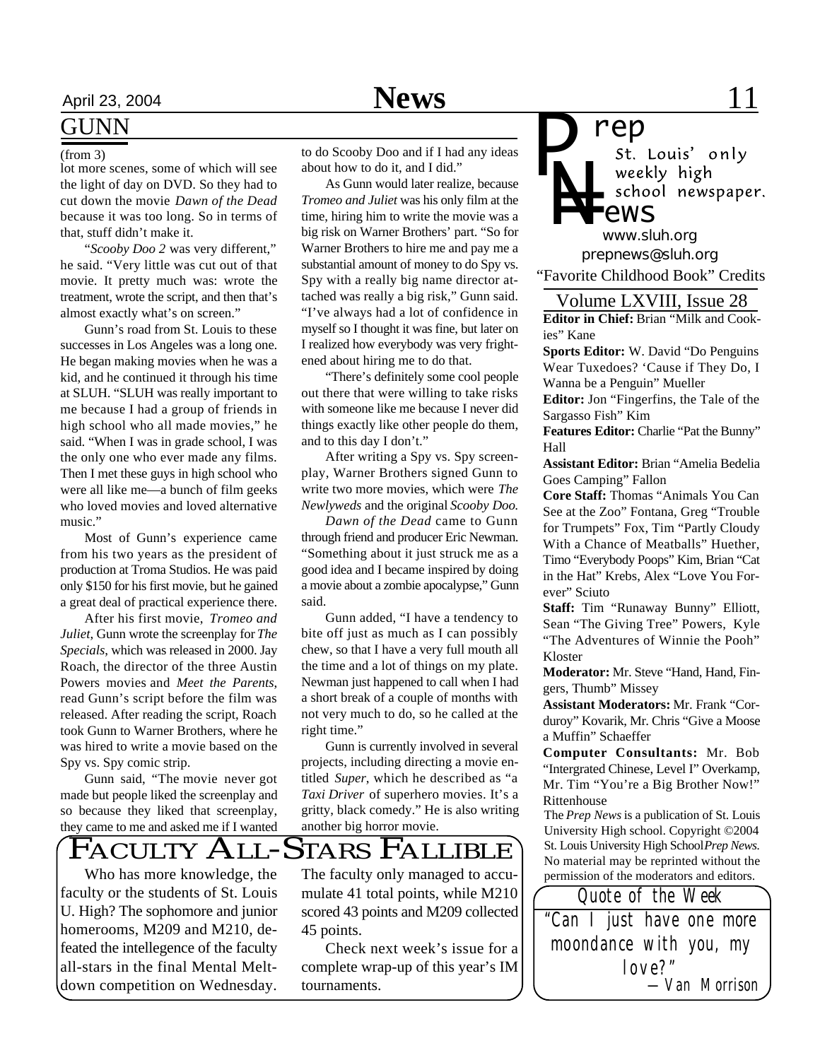## GUNN

(from 3)

lot more scenes, some of which will see the light of day on DVD. So they had to cut down the movie *Dawn of the Dead* because it was too long. So in terms of that, stuff didn't make it.

"*Scooby Doo 2* was very different," he said. "Very little was cut out of that movie. It pretty much was: wrote the treatment, wrote the script, and then that's almost exactly what's on screen."

Gunn's road from St. Louis to these successes in Los Angeles was a long one. He began making movies when he was a kid, and he continued it through his time at SLUH. "SLUH was really important to me because I had a group of friends in high school who all made movies," he said. "When I was in grade school, I was the only one who ever made any films. Then I met these guys in high school who were all like me—a bunch of film geeks who loved movies and loved alternative music."

Most of Gunn's experience came from his two years as the president of production at Troma Studios. He was paid only $150 for his first movie, but he gained a great deal of practical experience there.

After his first movie, *Tromeo and Juliet*, Gunn wrote the screenplay for *The Specials*, which was released in 2000. Jay Roach, the director of the three Austin Powers movies and *Meet the Parents*, read Gunn's script before the film was released. After reading the script, Roach took Gunn to Warner Brothers, where he was hired to write a movie based on the Spy vs. Spy comic strip.

Gunn said, "The movie never got made but people liked the screenplay and so because they liked that screenplay, they came to me and asked me if I wanted to do Scooby Doo and if I had any ideas about how to do it, and I did."

As Gunn would later realize, because *Tromeo and Juliet* was his only film at the time, hiring him to write the movie was a big risk on Warner Brothers' part. "So for Warner Brothers to hire me and pay me a substantial amount of money to do Spy vs. Spy with a really big name director attached was really a big risk," Gunn said. "I've always had a lot of confidence in myself so I thought it was fine, but later on I realized how everybody was very frightened about hiring me to do that.

"There's definitely some cool people out there that were willing to take risks with someone like me because I never did things exactly like other people do them, and to this day I don't."

After writing a Spy vs. Spy screenplay, Warner Brothers signed Gunn to write two more movies, which were *The Newlyweds* and the original *Scooby Doo.*

*Dawn of the Dead* came to Gunn through friend and producer Eric Newman. "Something about it just struck me as a good idea and I became inspired by doing a movie about a zombie apocalypse," Gunn said.

Gunn added, "I have a tendency to bite off just as much as I can possibly chew, so that I have a very full mouth all the time and a lot of things on my plate. Newman just happened to call when I had a short break of a couple of months with not very much to do, so he called at the right time."

Gunn is currently involved in several projects, including directing a movie entitled *Super*, which he described as "a *Taxi Driver* of superhero movies. It's a gritty, black comedy." He is also writing another big horror movie.

## Faculty All-Stars Fallible

Who has more knowledge, the faculty or the students of St. Louis U. High? The sophomore and junior homerooms, M209 and M210, defeated the intellegence of the faculty all-stars in the final Mental Meltdown competition on Wednesday. The faculty only managed to accumulate 41 total points, while M210 scored 43 points and M209 collected 45 points.

Check next week's issue for a complete wrap-up of this year's IM tournaments.

---

# Prep News

St. Louis' only weekly high school newspaper.

www.sluh.org
prepnews@sluh.org

"Favorite Childhood Book" Credits

### Volume LXVIII, Issue 28

**Editor in Chief:** Brian "Milk and Cookies" Kane

**Sports Editor:** W. David "Do Penguins Wear Tuxedoes? 'Cause if They Do, I Wanna be a Penguin" Mueller

**Editor:** Jon "Fingerfins, the Tale of the Sargasso Fish" Kim

**Features Editor:** Charlie "Pat the Bunny" Hall

**Assistant Editor:** Brian "Amelia Bedelia Goes Camping" Fallon

**Core Staff:** Thomas "Animals You Can See at the Zoo" Fontana, Greg "Trouble for Trumpets" Fox, Tim "Partly Cloudy With a Chance of Meatballs" Huether, Timo "Everybody Poops" Kim, Brian "Cat in the Hat" Krebs, Alex "Love You Forever" Sciuto

**Staff:** Tim "Runaway Bunny" Elliott, Sean "The Giving Tree" Powers, Kyle "The Adventures of Winnie the Pooh" Kloster

**Moderator:** Mr. Steve "Hand, Hand, Fingers, Thumb" Missey

**Assistant Moderators:** Mr. Frank "Corduroy" Kovarik, Mr. Chris "Give a Moose a Muffin" Schaeffer

**Computer Consultants:** Mr. Bob "Intergrated Chinese, Level I" Overkamp, Mr. Tim "You're a Big Brother Now!" Rittenhouse

The *Prep News* is a publication of St. Louis University High school. Copyright ©2004 St. Louis University High School *Prep News.* No material may be reprinted without the permission of the moderators and editors.

### Quote of the Week

"Can I just have one more moondance with you, my love?"
—Van Morrison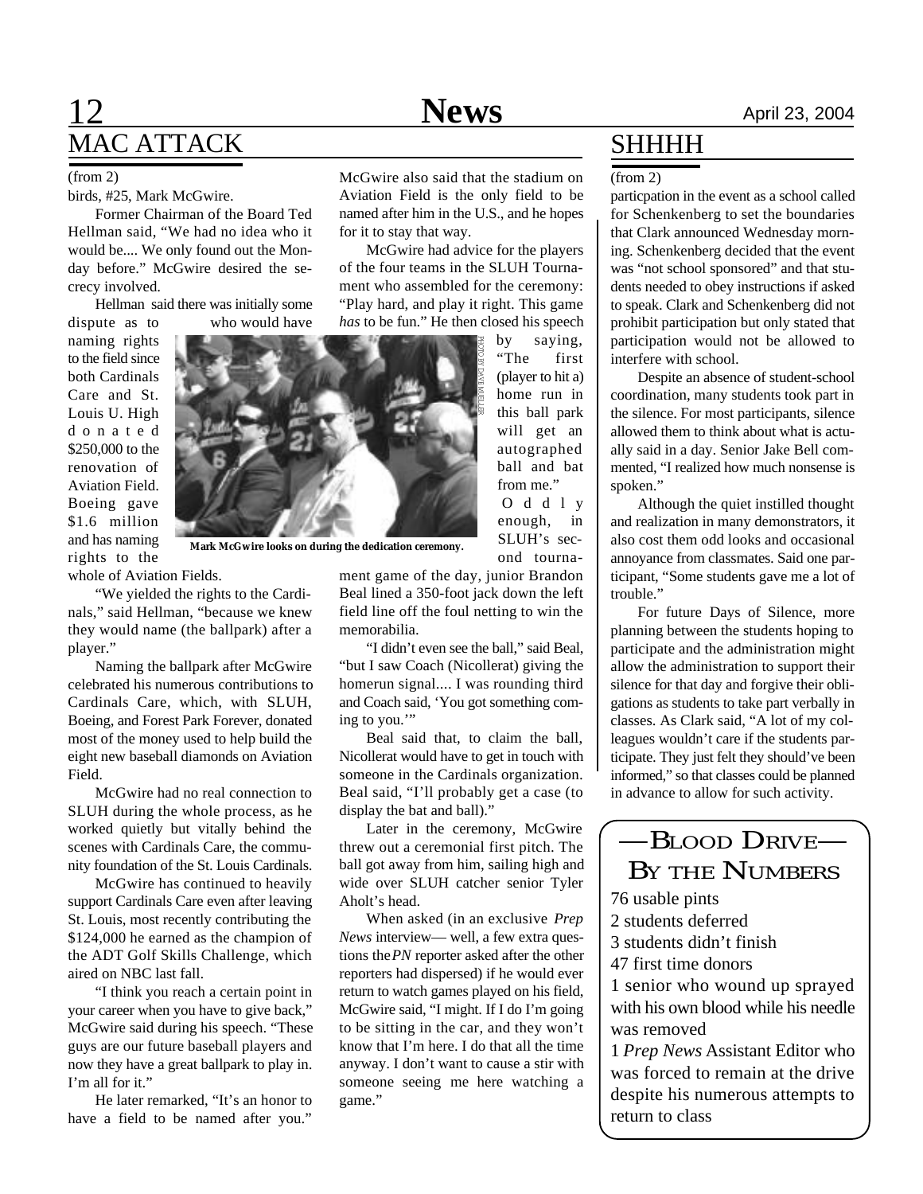## MAC ATTACK

(from 2)

birds, #25, Mark McGwire.

Former Chairman of the Board Ted Hellman said, "We had no idea who it would be.... We only found out the Monday before." McGwire desired the secrecy involved.

Hellman said there was initially some dispute as to who would have naming rights to the field since both Cardinals Care and St. Louis U. High donated $250,000 to the renovation of Aviation Field. Boeing gave $1.6 million and has naming rights to the whole of Aviation Fields.

"We yielded the rights to the Cardinals," said Hellman, "because we knew they would name (the ballpark) after a player."

Naming the ballpark after McGwire celebrated his numerous contributions to Cardinals Care, which, with SLUH, Boeing, and Forest Park Forever, donated most of the money used to help build the eight new baseball diamonds on Aviation Field.

McGwire had no real connection to SLUH during the whole process, as he worked quietly but vitally behind the scenes with Cardinals Care, the community foundation of the St. Louis Cardinals.

McGwire has continued to heavily support Cardinals Care even after leaving St. Louis, most recently contributing the $124,000 he earned as the champion of the ADT Golf Skills Challenge, which aired on NBC last fall.

"I think you reach a certain point in your career when you have to give back," McGwire said during his speech. "These guys are our future baseball players and now they have a great ballpark to play in. I'm all for it."

He later remarked, "It's an honor to have a field to be named after you." McGwire also said that the stadium on Aviation Field is the only field to be named after him in the U.S., and he hopes for it to stay that way.

McGwire had advice for the players of the four teams in the SLUH Tournament who assembled for the ceremony: "Play hard, and play it right. This game *has* to be fun." He then closed his speech by saying, "The first (player to hit a) home run in this ball park will get an autographed ball and bat from me."

PHOTO BY DAVE MUELLER

**Mark McGwire looks on during the dedication ceremony.**

Oddly enough, in SLUH's second tournament game of the day, junior Brandon Beal lined a 350-foot jack down the left field line off the foul netting to win the memorabilia.

"I didn't even see the ball," said Beal, "but I saw Coach (Nicollerat) giving the homerun signal.... I was rounding third and Coach said, 'You got something coming to you.'"

Beal said that, to claim the ball, Nicollerat would have to get in touch with someone in the Cardinals organization. Beal said, "I'll probably get a case (to display the bat and ball)."

Later in the ceremony, McGwire threw out a ceremonial first pitch. The ball got away from him, sailing high and wide over SLUH catcher senior Tyler Aholt's head.

When asked (in an exclusive *Prep News* interview— well, a few extra questions the *PN* reporter asked after the other reporters had dispersed) if he would ever return to watch games played on his field, McGwire said, "I might. If I do I'm going to be sitting in the car, and they won't know that I'm here. I do that all the time anyway. I don't want to cause a stir with someone seeing me here watching a game."

## SHHHH

(from 2)

particpation in the event as a school called for Schenkenberg to set the boundaries that Clark announced Wednesday morning. Schenkenberg decided that the event was "not school sponsored" and that students needed to obey instructions if asked to speak. Clark and Schenkenberg did not prohibit participation but only stated that participation would not be allowed to interfere with school.

Despite an absence of student-school coordination, many students took part in the silence. For most participants, silence allowed them to think about what is actually said in a day. Senior Jake Bell commented, "I realized how much nonsense is spoken."

Although the quiet instilled thought and realization in many demonstrators, it also cost them odd looks and occasional annoyance from classmates. Said one participant, "Some students gave me a lot of trouble."

For future Days of Silence, more planning between the students hoping to participate and the administration might allow the administration to support their silence for that day and forgive their obligations as students to take part verbally in classes. As Clark said, "A lot of my colleagues wouldn't care if the students participate. They just felt they should've been informed," so that classes could be planned in advance to allow for such activity.

## —Blood Drive— By the Numbers

76 usable pints

2 students deferred

3 students didn't finish

47 first time donors

1 senior who wound up sprayed with his own blood while his needle was removed

1 *Prep News* Assistant Editor who was forced to remain at the drive despite his numerous attempts to return to class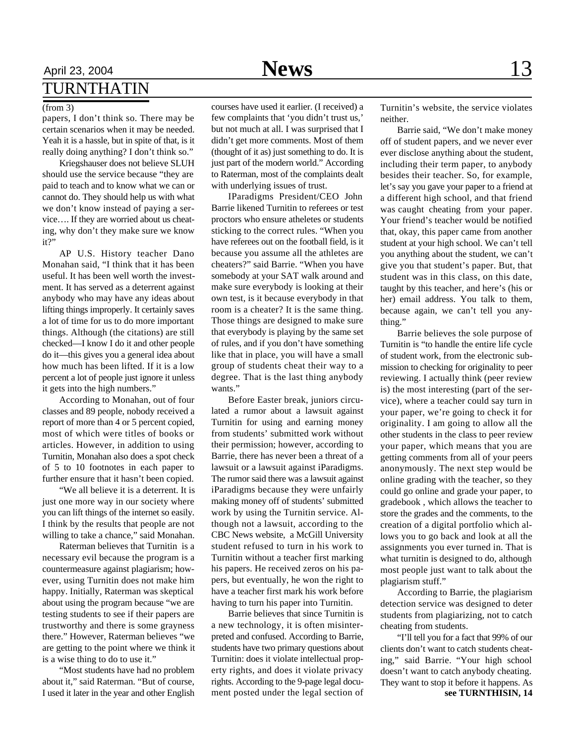# TURNTHATIN

(from 3)

papers, I don't think so. There may be certain scenarios when it may be needed. Yeah it is a hassle, but in spite of that, is it really doing anything? I don't think so."

Kriegshauser does not believe SLUH should use the service because "they are paid to teach and to know what we can or cannot do. They should help us with what we don't know instead of paying a service…. If they are worried about us cheating, why don't they make sure we know it?"

AP U.S. History teacher Dano Monahan said, "I think that it has been useful. It has been well worth the investment. It has served as a deterrent against anybody who may have any ideas about lifting things improperly. It certainly saves a lot of time for us to do more important things. Although (the citations) are still checked—I know I do it and other people do it—this gives you a general idea about how much has been lifted. If it is a low percent a lot of people just ignore it unless it gets into the high numbers."

According to Monahan, out of four classes and 89 people, nobody received a report of more than 4 or 5 percent copied, most of which were titles of books or articles. However, in addition to using Turnitin, Monahan also does a spot check of 5 to 10 footnotes in each paper to further ensure that it hasn't been copied.

"We all believe it is a deterrent. It is just one more way in our society where you can lift things of the internet so easily. I think by the results that people are not willing to take a chance," said Monahan.

Raterman believes that Turnitin is a necessary evil because the program is a countermeasure against plagiarism; however, using Turnitin does not make him happy. Initially, Raterman was skeptical about using the program because "we are testing students to see if their papers are trustworthy and there is some grayness there." However, Raterman believes "we are getting to the point where we think it is a wise thing to do to use it."

"Most students have had no problem about it," said Raterman. "But of course, I used it later in the year and other English courses have used it earlier. (I received) a few complaints that 'you didn't trust us,' but not much at all. I was surprised that I didn't get more comments. Most of them (thought of it as) just something to do. It is just part of the modern world." According to Raterman, most of the complaints dealt with underlying issues of trust.

IParadigms President/CEO John Barrie likened Turnitin to referees or test proctors who ensure atheletes or students sticking to the correct rules. "When you have referees out on the football field, is it because you assume all the athletes are cheaters?" said Barrie. "When you have somebody at your SAT walk around and make sure everybody is looking at their own test, is it because everybody in that room is a cheater? It is the same thing. Those things are designed to make sure that everybody is playing by the same set of rules, and if you don't have something like that in place, you will have a small group of students cheat their way to a degree. That is the last thing anybody wants."

Before Easter break, juniors circulated a rumor about a lawsuit against Turnitin for using and earning money from students' submitted work without their permission; however, according to Barrie, there has never been a threat of a lawsuit or a lawsuit against iParadigms. The rumor said there was a lawsuit against iParadigms because they were unfairly making money off of students' submitted work by using the Turnitin service. Although not a lawsuit, according to the CBC News website, a McGill University student refused to turn in his work to Turnitin without a teacher first marking his papers. He received zeros on his papers, but eventually, he won the right to have a teacher first mark his work before having to turn his paper into Turnitin.

Barrie believes that since Turnitin is a new technology, it is often misinterpreted and confused. According to Barrie, students have two primary questions about Turnitin: does it violate intellectual property rights, and does it violate privacy rights. According to the 9-page legal document posted under the legal section of Turnitin's website, the service violates neither.

Barrie said, "We don't make money off of student papers, and we never ever ever disclose anything about the student, including their term paper, to anybody besides their teacher. So, for example, let's say you gave your paper to a friend at a different high school, and that friend was caught cheating from your paper. Your friend's teacher would be notified that, okay, this paper came from another student at your high school. We can't tell you anything about the student, we can't give you that student's paper. But, that student was in this class, on this date, taught by this teacher, and here's (his or her) email address. You talk to them, because again, we can't tell you anything."

Barrie believes the sole purpose of Turnitin is "to handle the entire life cycle of student work, from the electronic submission to checking for originality to peer reviewing. I actually think (peer review is) the most interesting (part of the service), where a teacher could say turn in your paper, we're going to check it for originality. I am going to allow all the other students in the class to peer review your paper, which means that you are getting comments from all of your peers anonymously. The next step would be online grading with the teacher, so they could go online and grade your paper, to gradebook , which allows the teacher to store the grades and the comments, to the creation of a digital portfolio which allows you to go back and look at all the assignments you ever turned in. That is what turnitin is designed to do, although most people just want to talk about the plagiarism stuff."

According to Barrie, the plagiarism detection service was designed to deter students from plagiarizing, not to catch cheating from students.

"I'll tell you for a fact that 99% of our clients don't want to catch students cheating," said Barrie. "Your high school doesn't want to catch anybody cheating. They want to stop it before it happens. As

**see TURNTHISIN, 14**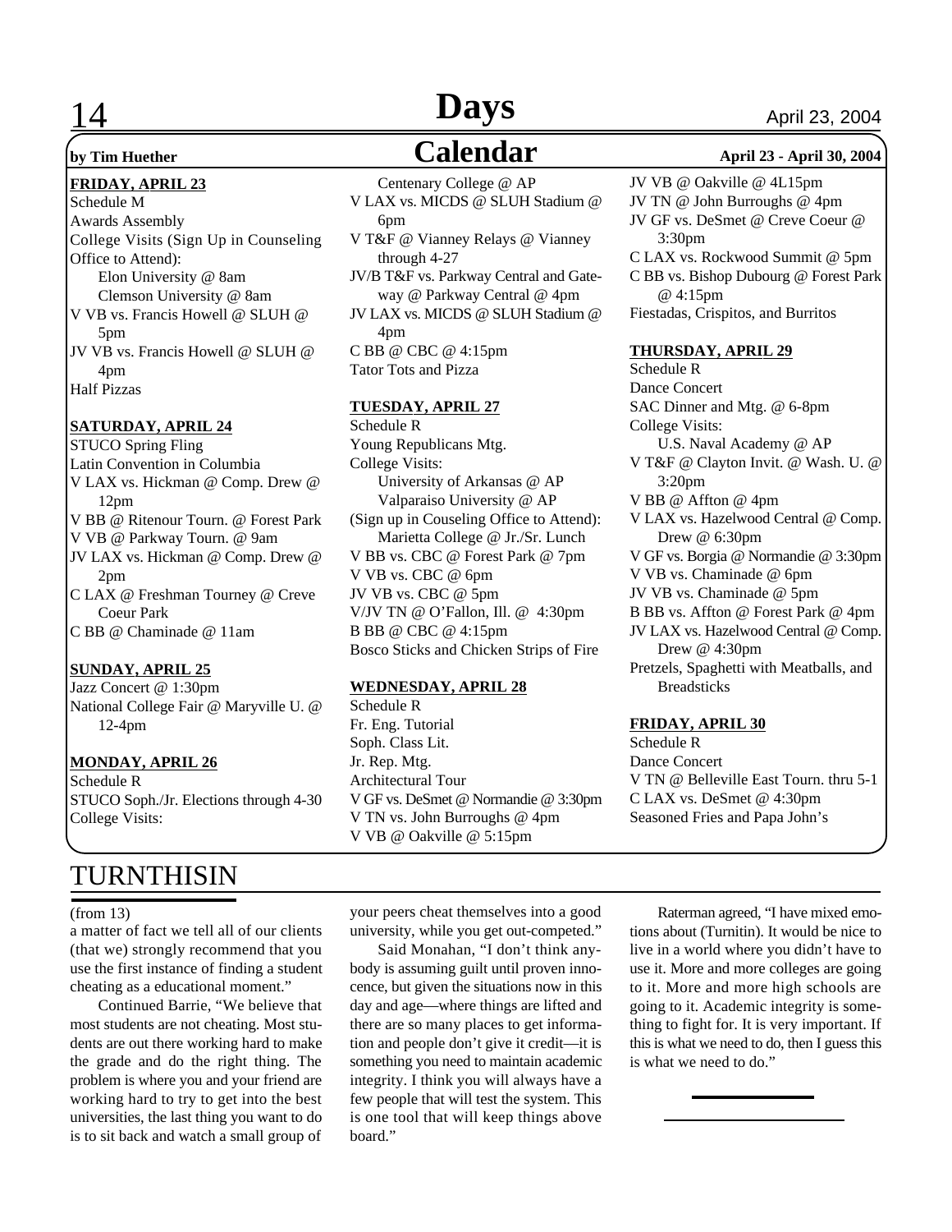# Calendar

**by Tim Huether** **April 23 - April 30, 2004**

**FRIDAY, APRIL 23**
Schedule M
Awards Assembly
College Visits (Sign Up in Counseling Office to Attend):
Elon University @ 8am
Clemson University @ 8am
V VB vs. Francis Howell @ SLUH @ 5pm
JV VB vs. Francis Howell @ SLUH @ 4pm
Half Pizzas

**SATURDAY, APRIL 24**
STUCO Spring Fling
Latin Convention in Columbia
V LAX vs. Hickman @ Comp. Drew @ 12pm
V BB @ Ritenour Tourn. @ Forest Park
V VB @ Parkway Tourn. @ 9am
JV LAX vs. Hickman @ Comp. Drew @ 2pm
C LAX @ Freshman Tourney @ Creve Coeur Park
C BB @ Chaminade @ 11am

**SUNDAY, APRIL 25**
Jazz Concert @ 1:30pm
National College Fair @ Maryville U. @ 12-4pm

**MONDAY, APRIL 26**
Schedule R
STUCO Soph./Jr. Elections through 4-30
College Visits:
Centenary College @ AP
V LAX vs. MICDS @ SLUH Stadium @ 6pm
V T&F @ Vianney Relays @ Vianney through 4-27
JV/B T&F vs. Parkway Central and Gateway @ Parkway Central @ 4pm
JV LAX vs. MICDS @ SLUH Stadium @ 4pm
C BB @ CBC @ 4:15pm
Tator Tots and Pizza

**TUESDAY, APRIL 27**
Schedule R
Young Republicans Mtg.
College Visits:
University of Arkansas @ AP
Valparaiso University @ AP
(Sign up in Couseling Office to Attend):
Marietta College @ Jr./Sr. Lunch
V BB vs. CBC @ Forest Park @ 7pm
V VB vs. CBC @ 6pm
JV VB vs. CBC @ 5pm
V/JV TN @ O'Fallon, Ill. @ 4:30pm
B BB @ CBC @ 4:15pm
Bosco Sticks and Chicken Strips of Fire

**WEDNESDAY, APRIL 28**
Schedule R
Fr. Eng. Tutorial
Soph. Class Lit.
Jr. Rep. Mtg.
Architectural Tour
V GF vs. DeSmet @ Normandie @ 3:30pm
V TN vs. John Burroughs @ 4pm
V VB @ Oakville @ 5:15pm
JV VB @ Oakville @ 4L15pm
JV TN @ John Burroughs @ 4pm
JV GF vs. DeSmet @ Creve Coeur @ 3:30pm
C LAX vs. Rockwood Summit @ 5pm
C BB vs. Bishop Dubourg @ Forest Park @ 4:15pm
Fiestadas, Crispitos, and Burritos

**THURSDAY, APRIL 29**
Schedule R
Dance Concert
SAC Dinner and Mtg. @ 6-8pm
College Visits:
U.S. Naval Academy @ AP
V T&F @ Clayton Invit. @ Wash. U. @ 3:20pm
V BB @ Affton @ 4pm
V LAX vs. Hazelwood Central @ Comp. Drew @ 6:30pm
V GF vs. Borgia @ Normandie @ 3:30pm
V VB vs. Chaminade @ 6pm
JV VB vs. Chaminade @ 5pm
B BB vs. Affton @ Forest Park @ 4pm
JV LAX vs. Hazelwood Central @ Comp. Drew @ 4:30pm
Pretzels, Spaghetti with Meatballs, and Breadsticks

**FRIDAY, APRIL 30**
Schedule R
Dance Concert
V TN @ Belleville East Tourn. thru 5-1
C LAX vs. DeSmet @ 4:30pm
Seasoned Fries and Papa John's

# TURNTHISIN

(from 13)

a matter of fact we tell all of our clients (that we) strongly recommend that you use the first instance of finding a student cheating as a educational moment."

Continued Barrie, "We believe that most students are not cheating. Most students are out there working hard to make the grade and do the right thing. The problem is where you and your friend are working hard to try to get into the best universities, the last thing you want to do is to sit back and watch a small group of your peers cheat themselves into a good university, while you get out-competed."

Said Monahan, "I don't think anybody is assuming guilt until proven innocence, but given the situations now in this day and age—where things are lifted and there are so many places to get information and people don't give it credit—it is something you need to maintain academic integrity. I think you will always have a few people that will test the system. This is one tool that will keep things above board."

Raterman agreed, "I have mixed emotions about (Turnitin). It would be nice to live in a world where you didn't have to use it. More and more colleges are going to it. More and more high schools are going to it. Academic integrity is something to fight for. It is very important. If this is what we need to do, then I guess this is what we need to do."